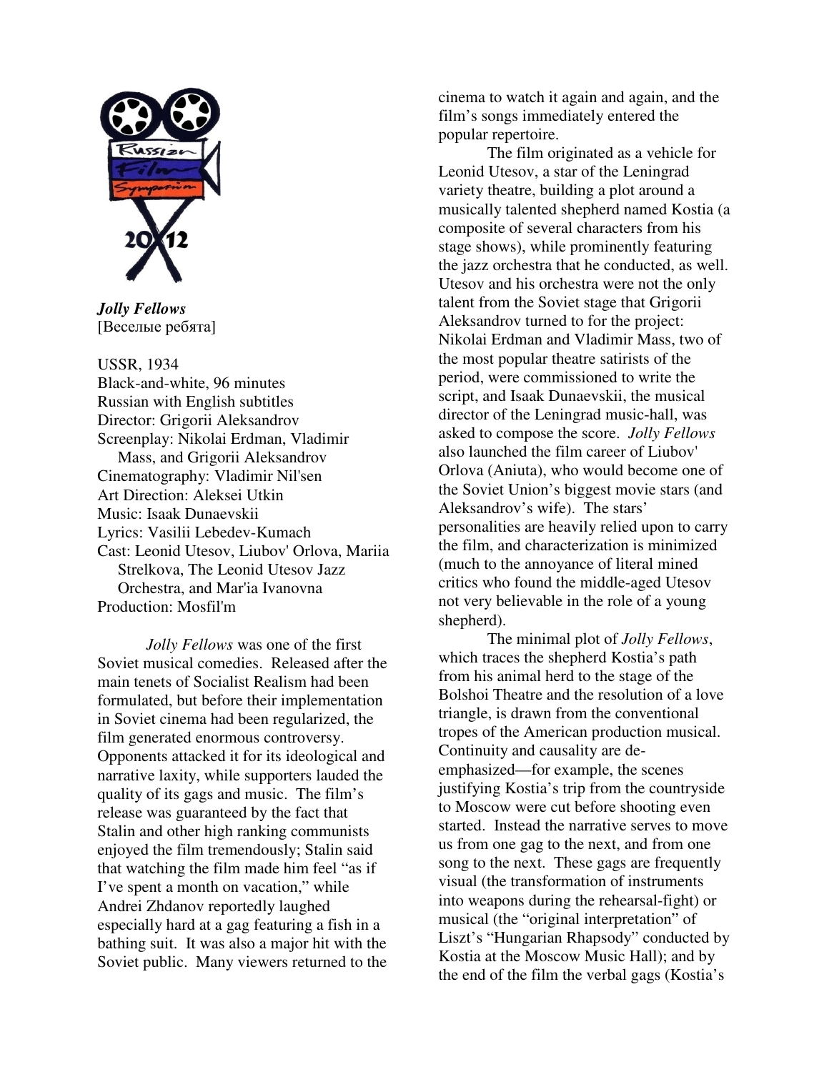***Jolly Fellows***
[Веселые ребята]

USSR, 1934
Black-and-white, 96 minutes
Russian with English subtitles
Director: Grigorii Aleksandrov
Screenplay: Nikolai Erdman, Vladimir Mass, and Grigorii Aleksandrov
Cinematography: Vladimir Nil'sen
Art Direction: Aleksei Utkin
Music: Isaak Dunaevskii
Lyrics: Vasilii Lebedev-Kumach
Cast: Leonid Utesov, Liubov' Orlova, Mariia Strelkova, The Leonid Utesov Jazz Orchestra, and Mar'ia Ivanovna
Production: Mosfil'm

*Jolly Fellows* was one of the first Soviet musical comedies. Released after the main tenets of Socialist Realism had been formulated, but before their implementation in Soviet cinema had been regularized, the film generated enormous controversy. Opponents attacked it for its ideological and narrative laxity, while supporters lauded the quality of its gags and music. The film's release was guaranteed by the fact that Stalin and other high ranking communists enjoyed the film tremendously; Stalin said that watching the film made him feel "as if I've spent a month on vacation," while Andrei Zhdanov reportedly laughed especially hard at a gag featuring a fish in a bathing suit. It was also a major hit with the Soviet public. Many viewers returned to the cinema to watch it again and again, and the film's songs immediately entered the popular repertoire.

The film originated as a vehicle for Leonid Utesov, a star of the Leningrad variety theatre, building a plot around a musically talented shepherd named Kostia (a composite of several characters from his stage shows), while prominently featuring the jazz orchestra that he conducted, as well. Utesov and his orchestra were not the only talent from the Soviet stage that Grigorii Aleksandrov turned to for the project: Nikolai Erdman and Vladimir Mass, two of the most popular theatre satirists of the period, were commissioned to write the script, and Isaak Dunaevskii, the musical director of the Leningrad music-hall, was asked to compose the score. *Jolly Fellows* also launched the film career of Liubov' Orlova (Aniuta), who would become one of the Soviet Union's biggest movie stars (and Aleksandrov's wife). The stars' personalities are heavily relied upon to carry the film, and characterization is minimized (much to the annoyance of literal mined critics who found the middle-aged Utesov not very believable in the role of a young shepherd).

The minimal plot of *Jolly Fellows*, which traces the shepherd Kostia's path from his animal herd to the stage of the Bolshoi Theatre and the resolution of a love triangle, is drawn from the conventional tropes of the American production musical. Continuity and causality are de-emphasized—for example, the scenes justifying Kostia's trip from the countryside to Moscow were cut before shooting even started. Instead the narrative serves to move us from one gag to the next, and from one song to the next. These gags are frequently visual (the transformation of instruments into weapons during the rehearsal-fight) or musical (the "original interpretation" of Liszt's "Hungarian Rhapsody" conducted by Kostia at the Moscow Music Hall); and by the end of the film the verbal gags (Kostia's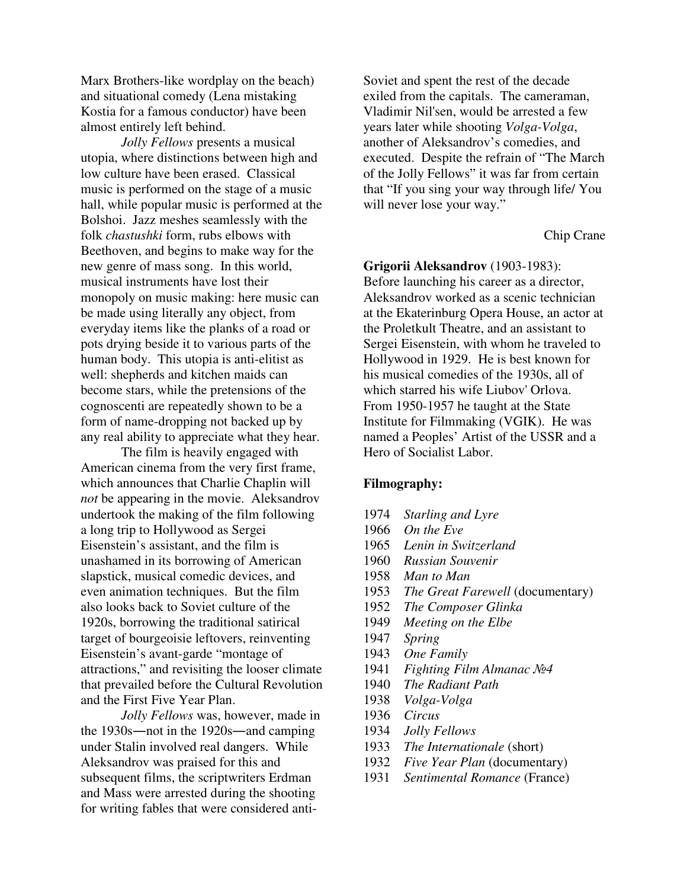Marx Brothers-like wordplay on the beach) and situational comedy (Lena mistaking Kostia for a famous conductor) have been almost entirely left behind.

*Jolly Fellows* presents a musical utopia, where distinctions between high and low culture have been erased. Classical music is performed on the stage of a music hall, while popular music is performed at the Bolshoi. Jazz meshes seamlessly with the folk *chastushki* form, rubs elbows with Beethoven, and begins to make way for the new genre of mass song. In this world, musical instruments have lost their monopoly on music making: here music can be made using literally any object, from everyday items like the planks of a road or pots drying beside it to various parts of the human body. This utopia is anti-elitist as well: shepherds and kitchen maids can become stars, while the pretensions of the cognoscenti are repeatedly shown to be a form of name-dropping not backed up by any real ability to appreciate what they hear.

The film is heavily engaged with American cinema from the very first frame, which announces that Charlie Chaplin will *not* be appearing in the movie. Aleksandrov undertook the making of the film following a long trip to Hollywood as Sergei Eisenstein's assistant, and the film is unashamed in its borrowing of American slapstick, musical comedic devices, and even animation techniques. But the film also looks back to Soviet culture of the 1920s, borrowing the traditional satirical target of bourgeoisie leftovers, reinventing Eisenstein's avant-garde "montage of attractions," and revisiting the looser climate that prevailed before the Cultural Revolution and the First Five Year Plan.

*Jolly Fellows* was, however, made in the 1930s—not in the 1920s—and camping under Stalin involved real dangers. While Aleksandrov was praised for this and subsequent films, the scriptwriters Erdman and Mass were arrested during the shooting for writing fables that were considered anti-Soviet and spent the rest of the decade exiled from the capitals. The cameraman, Vladimir Nil'sen, would be arrested a few years later while shooting *Volga-Volga*, another of Aleksandrov's comedies, and executed. Despite the refrain of "The March of the Jolly Fellows" it was far from certain that "If you sing your way through life/ You will never lose your way."

Chip Crane

**Grigorii Aleksandrov** (1903-1983): Before launching his career as a director, Aleksandrov worked as a scenic technician at the Ekaterinburg Opera House, an actor at the Proletkult Theatre, and an assistant to Sergei Eisenstein, with whom he traveled to Hollywood in 1929. He is best known for his musical comedies of the 1930s, all of which starred his wife Liubov' Orlova. From 1950-1957 he taught at the State Institute for Filmmaking (VGIK). He was named a Peoples' Artist of the USSR and a Hero of Socialist Labor.

**Filmography:**

1974 *Starling and Lyre*
1966 *On the Eve*
1965 *Lenin in Switzerland*
1960 *Russian Souvenir*
1958 *Man to Man*
1953 *The Great Farewell* (documentary)
1952 *The Composer Glinka*
1949 *Meeting on the Elbe*
1947 *Spring*
1943 *One Family*
1941 *Fighting Film Almanac №4*
1940 *The Radiant Path*
1938 *Volga-Volga*
1936 *Circus*
1934 *Jolly Fellows*
1933 *The Internationale* (short)
1932 *Five Year Plan* (documentary)
1931 *Sentimental Romance* (France)